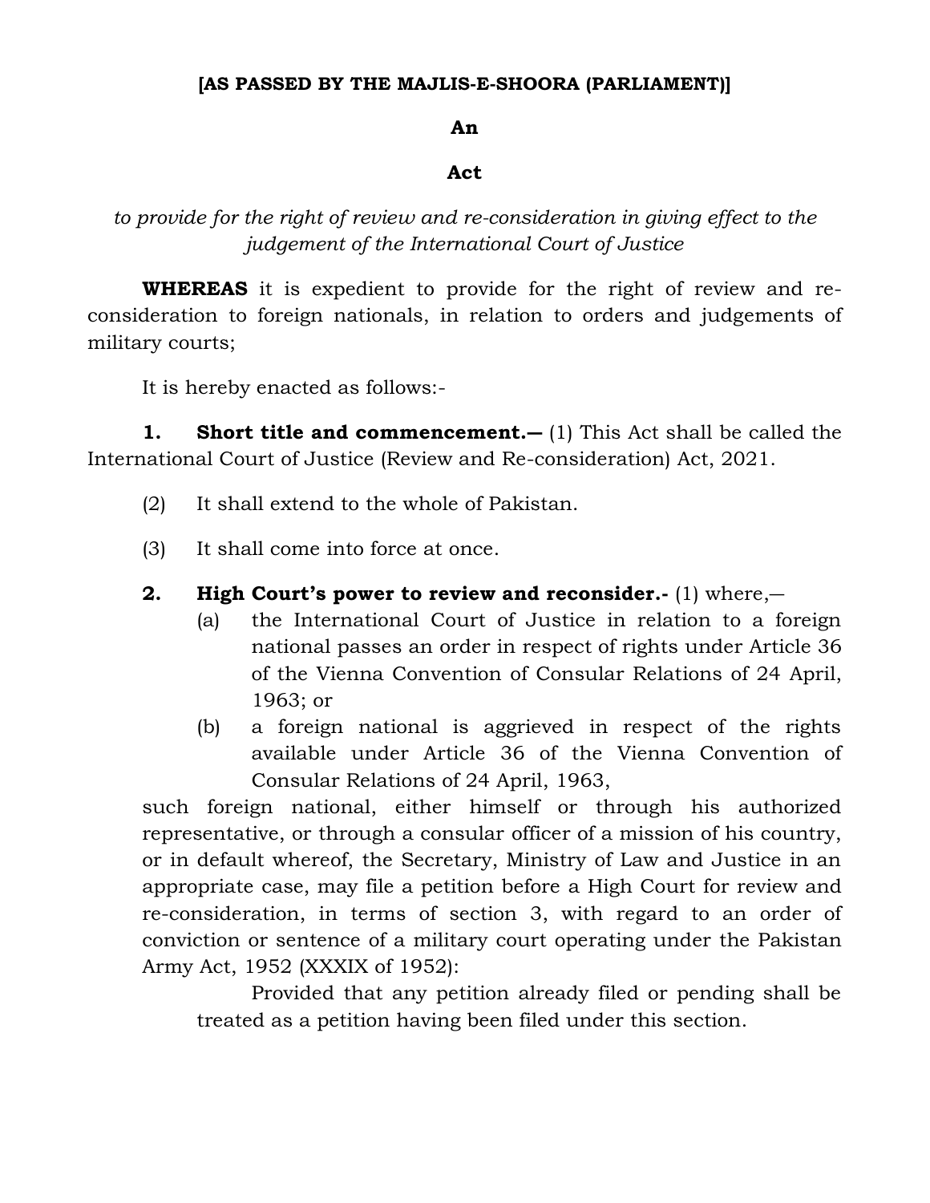**[AS PASSED BY THE MAJLIS-E-SHOORA (PARLIAMENT)]**

# An

# Act

*to provide for the right of review and re-consideration in giving effect to the judgement of the International Court of Justice*

**WHEREAS** it is expedient to provide for the right of review and re-consideration to foreign nationals, in relation to orders and judgements of military courts;

It is hereby enacted as follows:-

**1. Short title and commencement.—** (1) This Act shall be called the International Court of Justice (Review and Re-consideration) Act, 2021.

(2) It shall extend to the whole of Pakistan.

(3) It shall come into force at once.

**2. High Court's power to review and reconsider.-** (1) where,—

(a) the International Court of Justice in relation to a foreign national passes an order in respect of rights under Article 36 of the Vienna Convention of Consular Relations of 24 April, 1963; or

(b) a foreign national is aggrieved in respect of the rights available under Article 36 of the Vienna Convention of Consular Relations of 24 April, 1963,

such foreign national, either himself or through his authorized representative, or through a consular officer of a mission of his country, or in default whereof, the Secretary, Ministry of Law and Justice in an appropriate case, may file a petition before a High Court for review and re-consideration, in terms of section 3, with regard to an order of conviction or sentence of a military court operating under the Pakistan Army Act, 1952 (XXXIX of 1952):

Provided that any petition already filed or pending shall be treated as a petition having been filed under this section.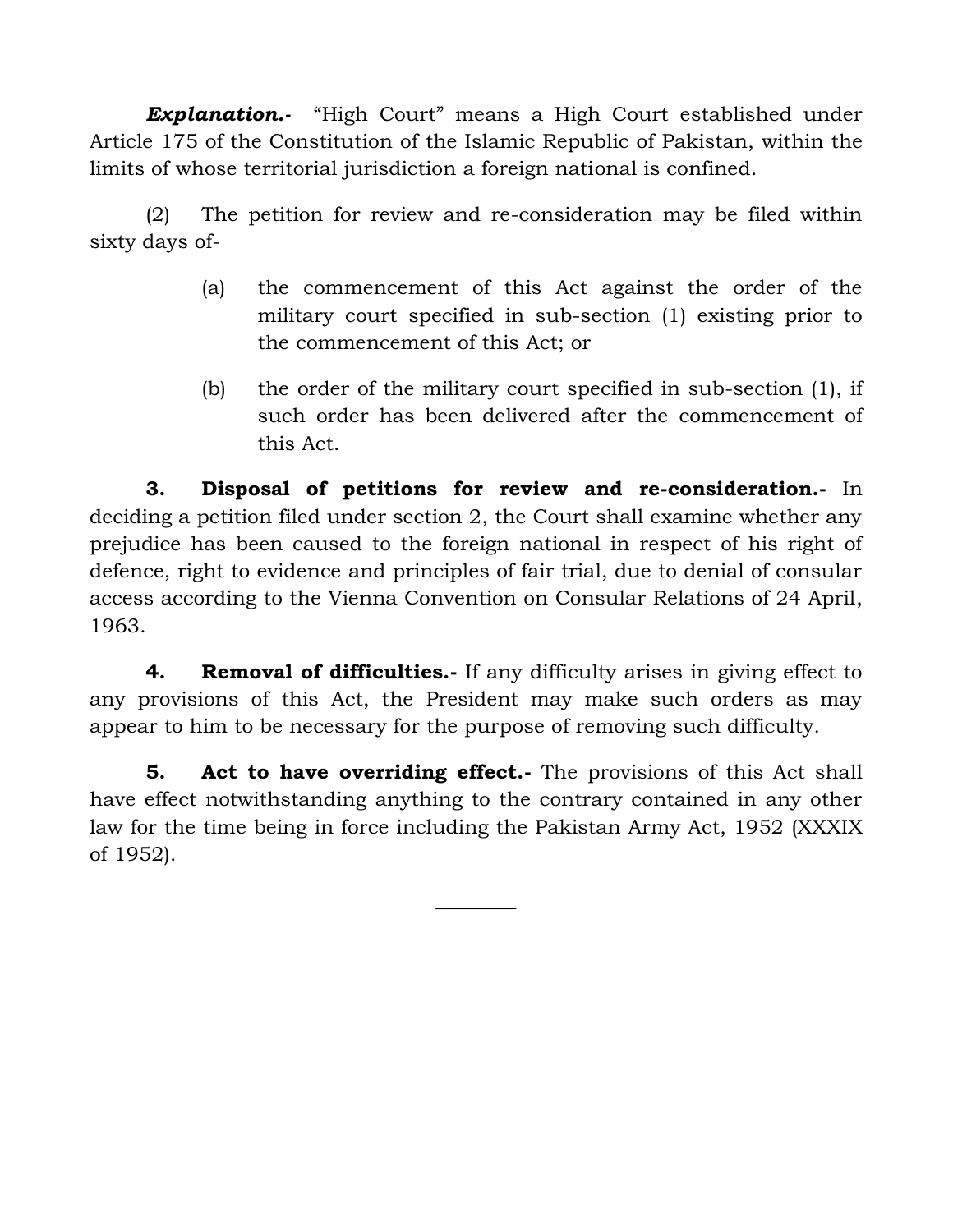***Explanation.-*** "High Court" means a High Court established under Article 175 of the Constitution of the Islamic Republic of Pakistan, within the limits of whose territorial jurisdiction a foreign national is confined.

(2) The petition for review and re-consideration may be filed within sixty days of-

(a) the commencement of this Act against the order of the military court specified in sub-section (1) existing prior to the commencement of this Act; or

(b) the order of the military court specified in sub-section (1), if such order has been delivered after the commencement of this Act.

**3. Disposal of petitions for review and re-consideration.-** In deciding a petition filed under section 2, the Court shall examine whether any prejudice has been caused to the foreign national in respect of his right of defence, right to evidence and principles of fair trial, due to denial of consular access according to the Vienna Convention on Consular Relations of 24 April, 1963.

**4. Removal of difficulties.-** If any difficulty arises in giving effect to any provisions of this Act, the President may make such orders as may appear to him to be necessary for the purpose of removing such difficulty.

**5. Act to have overriding effect.-** The provisions of this Act shall have effect notwithstanding anything to the contrary contained in any other law for the time being in force including the Pakistan Army Act, 1952 (XXXIX of 1952).

________